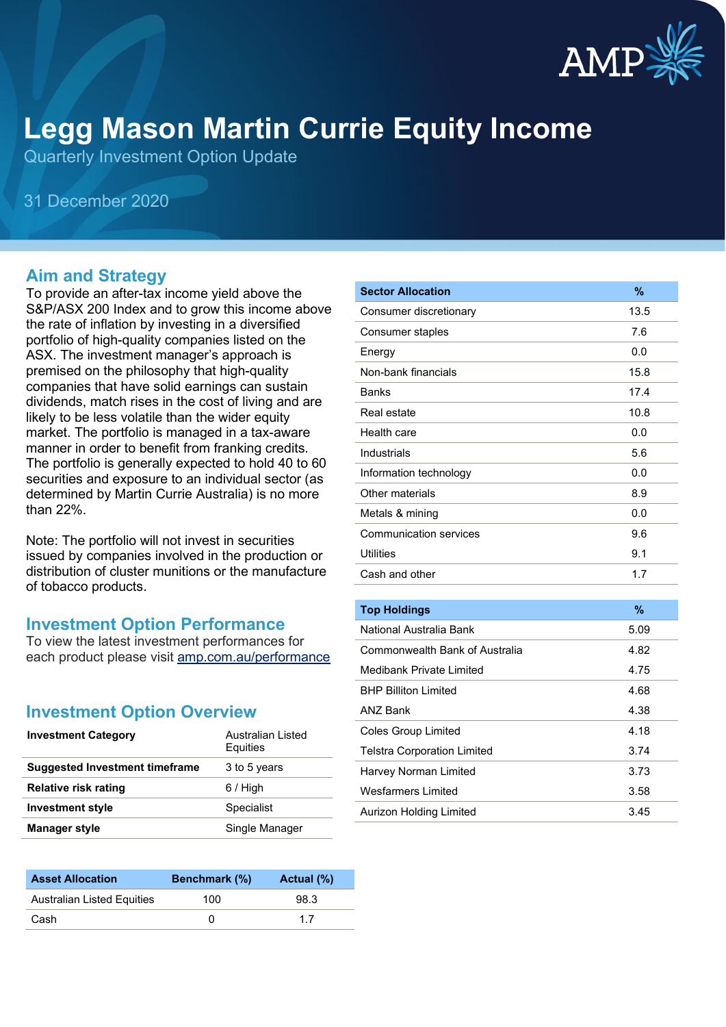# Legg Mason Martin Currie Equity Income

Quarterly Investment Option Update

31 December 2020

## Aim and Strategy

To provide an after-tax income yield above the S&P/ASX 200 Index and to grow this income above the rate of inflation by investing in a diversified portfolio of high-quality companies listed on the ASX. The investment manager's approach is premised on the philosophy that high-quality companies that have solid earnings can sustain dividends, match rises in the cost of living and are likely to be less volatile than the wider equity market. The portfolio is managed in a tax-aware manner in order to benefit from franking credits. The portfolio is generally expected to hold 40 to 60 securities and exposure to an individual sector (as determined by Martin Currie Australia) is no more than 22%.

Note: The portfolio will not invest in securities issued by companies involved in the production or distribution of cluster munitions or the manufacture of tobacco products.

## Investment Option Performance

To view the latest investment performances for each product please visit [amp.com.au/performance](amp.com.au/performance)

## Investment Option Overview

| | |
|---|---|
| **Investment Category** | Australian Listed Equities |
| **Suggested Investment timeframe** | 3 to 5 years |
| **Relative risk rating** | 6 / High |
| **Investment style** | Specialist |
| **Manager style** | Single Manager |

| Asset Allocation | Benchmark (%) | Actual (%) |
|---|---|---|
| Australian Listed Equities | 100 | 98.3 |
| Cash | 0 | 1.7 |

| Sector Allocation | % |
|---|---|
| Consumer discretionary | 13.5 |
| Consumer staples | 7.6 |
| Energy | 0.0 |
| Non-bank financials | 15.8 |
| Banks | 17.4 |
| Real estate | 10.8 |
| Health care | 0.0 |
| Industrials | 5.6 |
| Information technology | 0.0 |
| Other materials | 8.9 |
| Metals & mining | 0.0 |
| Communication services | 9.6 |
| Utilities | 9.1 |
| Cash and other | 1.7 |

| Top Holdings | % |
|---|---|
| National Australia Bank | 5.09 |
| Commonwealth Bank of Australia | 4.82 |
| Medibank Private Limited | 4.75 |
| BHP Billiton Limited | 4.68 |
| ANZ Bank | 4.38 |
| Coles Group Limited | 4.18 |
| Telstra Corporation Limited | 3.74 |
| Harvey Norman Limited | 3.73 |
| Wesfarmers Limited | 3.58 |
| Aurizon Holding Limited | 3.45 |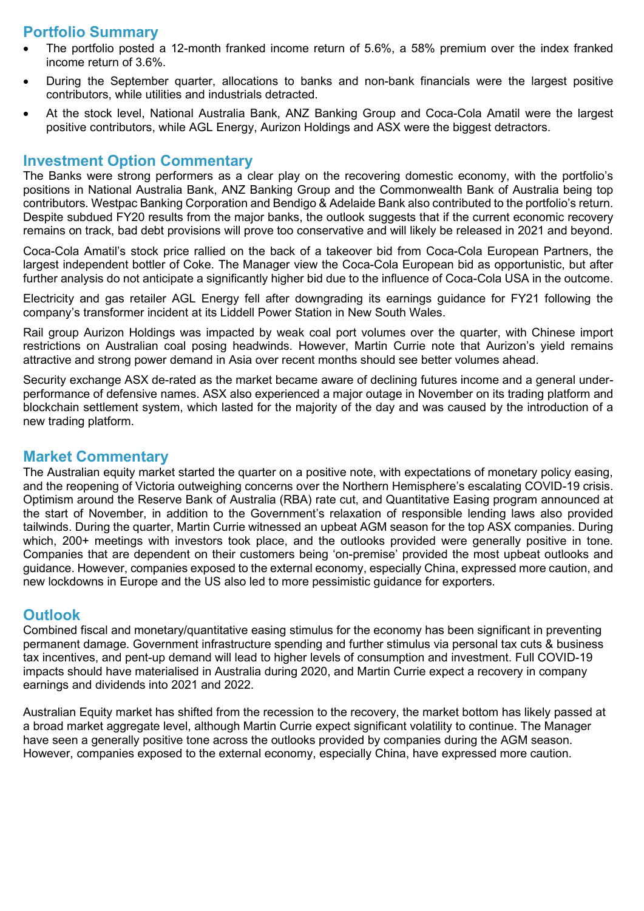## Portfolio Summary

- The portfolio posted a 12-month franked income return of 5.6%, a 58% premium over the index franked income return of 3.6%.
- During the September quarter, allocations to banks and non-bank financials were the largest positive contributors, while utilities and industrials detracted.
- At the stock level, National Australia Bank, ANZ Banking Group and Coca-Cola Amatil were the largest positive contributors, while AGL Energy, Aurizon Holdings and ASX were the biggest detractors.

## Investment Option Commentary

The Banks were strong performers as a clear play on the recovering domestic economy, with the portfolio's positions in National Australia Bank, ANZ Banking Group and the Commonwealth Bank of Australia being top contributors. Westpac Banking Corporation and Bendigo & Adelaide Bank also contributed to the portfolio's return. Despite subdued FY20 results from the major banks, the outlook suggests that if the current economic recovery remains on track, bad debt provisions will prove too conservative and will likely be released in 2021 and beyond.

Coca-Cola Amatil's stock price rallied on the back of a takeover bid from Coca-Cola European Partners, the largest independent bottler of Coke. The Manager view the Coca-Cola European bid as opportunistic, but after further analysis do not anticipate a significantly higher bid due to the influence of Coca-Cola USA in the outcome.

Electricity and gas retailer AGL Energy fell after downgrading its earnings guidance for FY21 following the company's transformer incident at its Liddell Power Station in New South Wales.

Rail group Aurizon Holdings was impacted by weak coal port volumes over the quarter, with Chinese import restrictions on Australian coal posing headwinds. However, Martin Currie note that Aurizon's yield remains attractive and strong power demand in Asia over recent months should see better volumes ahead.

Security exchange ASX de-rated as the market became aware of declining futures income and a general under-performance of defensive names. ASX also experienced a major outage in November on its trading platform and blockchain settlement system, which lasted for the majority of the day and was caused by the introduction of a new trading platform.

## Market Commentary

The Australian equity market started the quarter on a positive note, with expectations of monetary policy easing, and the reopening of Victoria outweighing concerns over the Northern Hemisphere's escalating COVID-19 crisis. Optimism around the Reserve Bank of Australia (RBA) rate cut, and Quantitative Easing program announced at the start of November, in addition to the Government's relaxation of responsible lending laws also provided tailwinds. During the quarter, Martin Currie witnessed an upbeat AGM season for the top ASX companies. During which, 200+ meetings with investors took place, and the outlooks provided were generally positive in tone. Companies that are dependent on their customers being 'on-premise' provided the most upbeat outlooks and guidance. However, companies exposed to the external economy, especially China, expressed more caution, and new lockdowns in Europe and the US also led to more pessimistic guidance for exporters.

## Outlook

Combined fiscal and monetary/quantitative easing stimulus for the economy has been significant in preventing permanent damage. Government infrastructure spending and further stimulus via personal tax cuts & business tax incentives, and pent-up demand will lead to higher levels of consumption and investment. Full COVID-19 impacts should have materialised in Australia during 2020, and Martin Currie expect a recovery in company earnings and dividends into 2021 and 2022.

Australian Equity market has shifted from the recession to the recovery, the market bottom has likely passed at a broad market aggregate level, although Martin Currie expect significant volatility to continue. The Manager have seen a generally positive tone across the outlooks provided by companies during the AGM season. However, companies exposed to the external economy, especially China, have expressed more caution.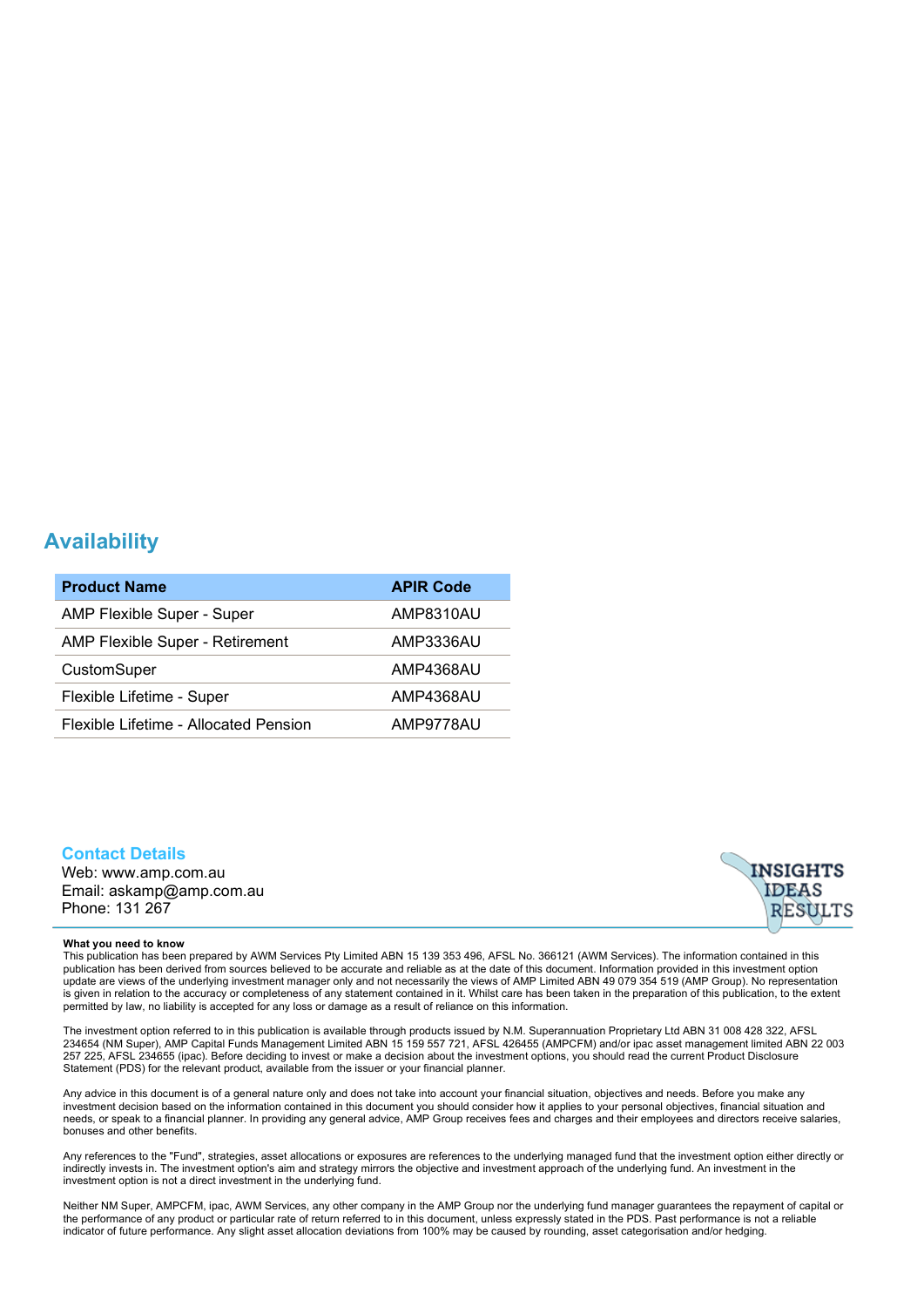## Availability

| Product Name | APIR Code |
|---|---|
| AMP Flexible Super - Super | AMP8310AU |
| AMP Flexible Super - Retirement | AMP3336AU |
| CustomSuper | AMP4368AU |
| Flexible Lifetime - Super | AMP4368AU |
| Flexible Lifetime - Allocated Pension | AMP9778AU |

### Contact Details

Web: www.amp.com.au
Email: askamp@amp.com.au
Phone: 131 267

INSIGHTS
IDEAS
RESULTS

**What you need to know**

This publication has been prepared by AWM Services Pty Limited ABN 15 139 353 496, AFSL No. 366121 (AWM Services). The information contained in this publication has been derived from sources believed to be accurate and reliable as at the date of this document. Information provided in this investment option update are views of the underlying investment manager only and not necessarily the views of AMP Limited ABN 49 079 354 519 (AMP Group). No representation is given in relation to the accuracy or completeness of any statement contained in it. Whilst care has been taken in the preparation of this publication, to the extent permitted by law, no liability is accepted for any loss or damage as a result of reliance on this information.

The investment option referred to in this publication is available through products issued by N.M. Superannuation Proprietary Ltd ABN 31 008 428 322, AFSL 234654 (NM Super), AMP Capital Funds Management Limited ABN 15 159 557 721, AFSL 426455 (AMPCFM) and/or ipac asset management limited ABN 22 003 257 225, AFSL 234655 (ipac). Before deciding to invest or make a decision about the investment options, you should read the current Product Disclosure Statement (PDS) for the relevant product, available from the issuer or your financial planner.

Any advice in this document is of a general nature only and does not take into account your financial situation, objectives and needs. Before you make any investment decision based on the information contained in this document you should consider how it applies to your personal objectives, financial situation and needs, or speak to a financial planner. In providing any general advice, AMP Group receives fees and charges and their employees and directors receive salaries, bonuses and other benefits.

Any references to the "Fund", strategies, asset allocations or exposures are references to the underlying managed fund that the investment option either directly or indirectly invests in. The investment option's aim and strategy mirrors the objective and investment approach of the underlying fund. An investment in the investment option is not a direct investment in the underlying fund.

Neither NM Super, AMPCFM, ipac, AWM Services, any other company in the AMP Group nor the underlying fund manager guarantees the repayment of capital or the performance of any product or particular rate of return referred to in this document, unless expressly stated in the PDS. Past performance is not a reliable indicator of future performance. Any slight asset allocation deviations from 100% may be caused by rounding, asset categorisation and/or hedging.